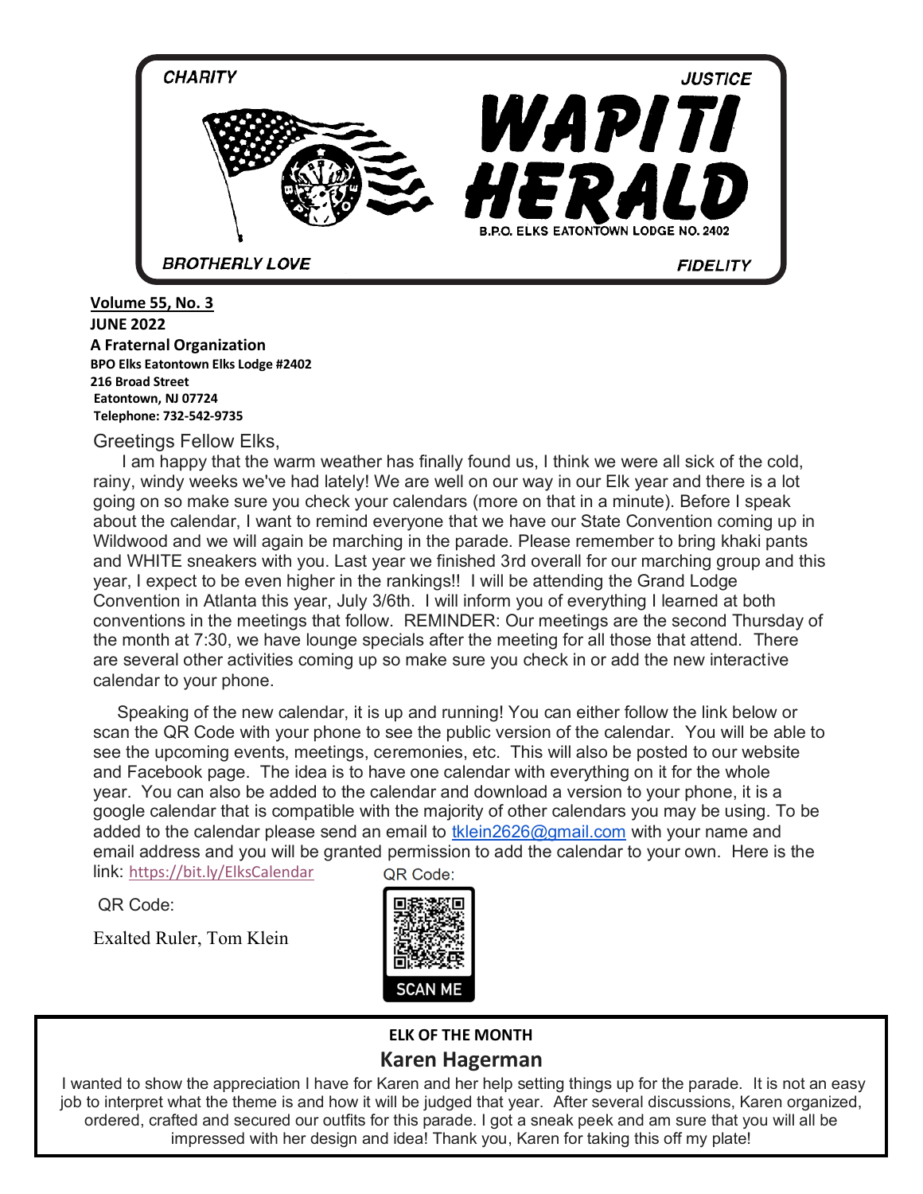CHARITY JUSTICE

# WAPITI HERALD

B.P.O. ELKS EATONTOWN LODGE NO. 2402

BROTHERLY LOVE FIDELITY

**Volume 55, No. 3**
**JUNE 2022**
**A Fraternal Organization**
**BPO Elks Eatontown Elks Lodge #2402**
**216 Broad Street**
**Eatontown, NJ 07724**
**Telephone: 732-542-9735**

Greetings Fellow Elks,

I am happy that the warm weather has finally found us, I think we were all sick of the cold, rainy, windy weeks we've had lately! We are well on our way in our Elk year and there is a lot going on so make sure you check your calendars (more on that in a minute). Before I speak about the calendar, I want to remind everyone that we have our State Convention coming up in Wildwood and we will again be marching in the parade. Please remember to bring khaki pants and WHITE sneakers with you. Last year we finished 3rd overall for our marching group and this year, I expect to be even higher in the rankings!! I will be attending the Grand Lodge Convention in Atlanta this year, July 3/6th. I will inform you of everything I learned at both conventions in the meetings that follow. REMINDER: Our meetings are the second Thursday of the month at 7:30, we have lounge specials after the meeting for all those that attend. There are several other activities coming up so make sure you check in or add the new interactive calendar to your phone.

Speaking of the new calendar, it is up and running! You can either follow the link below or scan the QR Code with your phone to see the public version of the calendar. You will be able to see the upcoming events, meetings, ceremonies, etc. This will also be posted to our website and Facebook page. The idea is to have one calendar with everything on it for the whole year. You can also be added to the calendar and download a version to your phone, it is a google calendar that is compatible with the majority of other calendars you may be using. To be added to the calendar please send an email to tklein2626@gmail.com with your name and email address and you will be granted permission to add the calendar to your own. Here is the link: https://bit.ly/ElksCalendar

QR Code:

QR Code:

SCAN ME

Exalted Ruler, Tom Klein

**ELK OF THE MONTH**

## Karen Hagerman

I wanted to show the appreciation I have for Karen and her help setting things up for the parade. It is not an easy job to interpret what the theme is and how it will be judged that year. After several discussions, Karen organized, ordered, crafted and secured our outfits for this parade. I got a sneak peek and am sure that you will all be impressed with her design and idea! Thank you, Karen for taking this off my plate!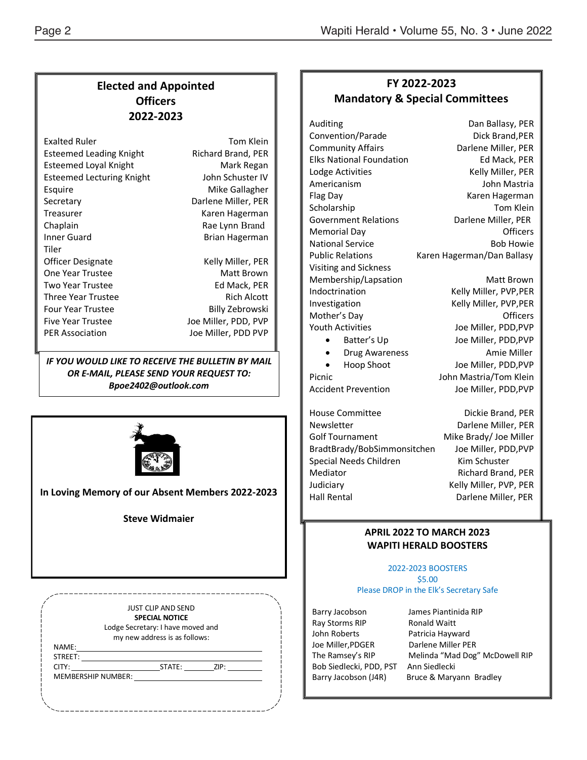## Elected and Appointed Officers 2022-2023

| Office | Name |
|---|---|
| Exalted Ruler | Tom Klein |
| Esteemed Leading Knight | Richard Brand, PER |
| Esteemed Loyal Knight | Mark Regan |
| Esteemed Lecturing Knight | John Schuster IV |
| Esquire | Mike Gallagher |
| Secretary | Darlene Miller, PER |
| Treasurer | Karen Hagerman |
| Chaplain | Rae Lynn Brand |
| Inner Guard | Brian Hagerman |
| Tiler | |
| Officer Designate | Kelly Miller, PER |
| One Year Trustee | Matt Brown |
| Two Year Trustee | Ed Mack, PER |
| Three Year Trustee | Rich Alcott |
| Four Year Trustee | Billy Zebrowski |
| Five Year Trustee | Joe Miller, PDD, PVP |
| PER Association | Joe Miller, PDD PVP |

***IF YOU WOULD LIKE TO RECEIVE THE BULLETIN BY MAIL OR E-MAIL, PLEASE SEND YOUR REQUEST TO: Bpoe2402@outlook.com***

**In Loving Memory of our Absent Members 2022-2023**

**Steve Widmaier**

JUST CLIP AND SEND
**SPECIAL NOTICE**
Lodge Secretary: I have moved and my new address is as follows:

NAME: ____________________
STREET: ____________________
CITY: ____________ STATE: ______ ZIP: ______
MEMBERSHIP NUMBER: ____________________

## FY 2022-2023 Mandatory & Special Committees

| Committee | Name |
|---|---|
| Auditing | Dan Ballasy, PER |
| Convention/Parade | Dick Brand,PER |
| Community Affairs | Darlene Miller, PER |
| Elks National Foundation | Ed Mack, PER |
| Lodge Activities | Kelly Miller, PER |
| Americanism | John Mastria |
| Flag Day | Karen Hagerman |
| Scholarship | Tom Klein |
| Government Relations | Darlene Miller, PER |
| Memorial Day | Officers |
| National Service | Bob Howie |
| Public Relations | Karen Hagerman/Dan Ballasy |
| Visiting and Sickness | |
| Membership/Lapsation | Matt Brown |
| Indoctrination | Kelly Miller, PVP,PER |
| Investigation | Kelly Miller, PVP,PER |
| Mother's Day | Officers |
| Youth Activities | Joe Miller, PDD,PVP |
| • Batter's Up | Joe Miller, PDD,PVP |
| • Drug Awareness | Amie Miller |
| • Hoop Shoot | Joe Miller, PDD,PVP |
| Picnic | John Mastria/Tom Klein |
| Accident Prevention | Joe Miller, PDD,PVP |
| House Committee | Dickie Brand, PER |
| Newsletter | Darlene Miller, PER |
| Golf Tournament | Mike Brady/ Joe Miller |
| BradtBrady/BobSimmonsitchen | Joe Miller, PDD,PVP |
| Special Needs Children | Kim Schuster |
| Mediator | Richard Brand, PER |
| Judiciary | Kelly Miller, PVP, PER |
| Hall Rental | Darlene Miller, PER |

## APRIL 2022 TO MARCH 2023 WAPITI HERALD BOOSTERS

2022-2023 BOOSTERS
$5.00
Please DROP in the Elk's Secretary Safe

| | |
|---|---|
| Barry Jacobson | James Piantinida RIP |
| Ray Storms RIP | Ronald Waitt |
| John Roberts | Patricia Hayward |
| Joe Miller,PDGER | Darlene Miller PER |
| The Ramsey's RIP | Melinda "Mad Dog" McDowell RIP |
| Bob Siedlecki, PDD, PST | Ann Siedlecki |
| Barry Jacobson (J4R) | Bruce & Maryann Bradley |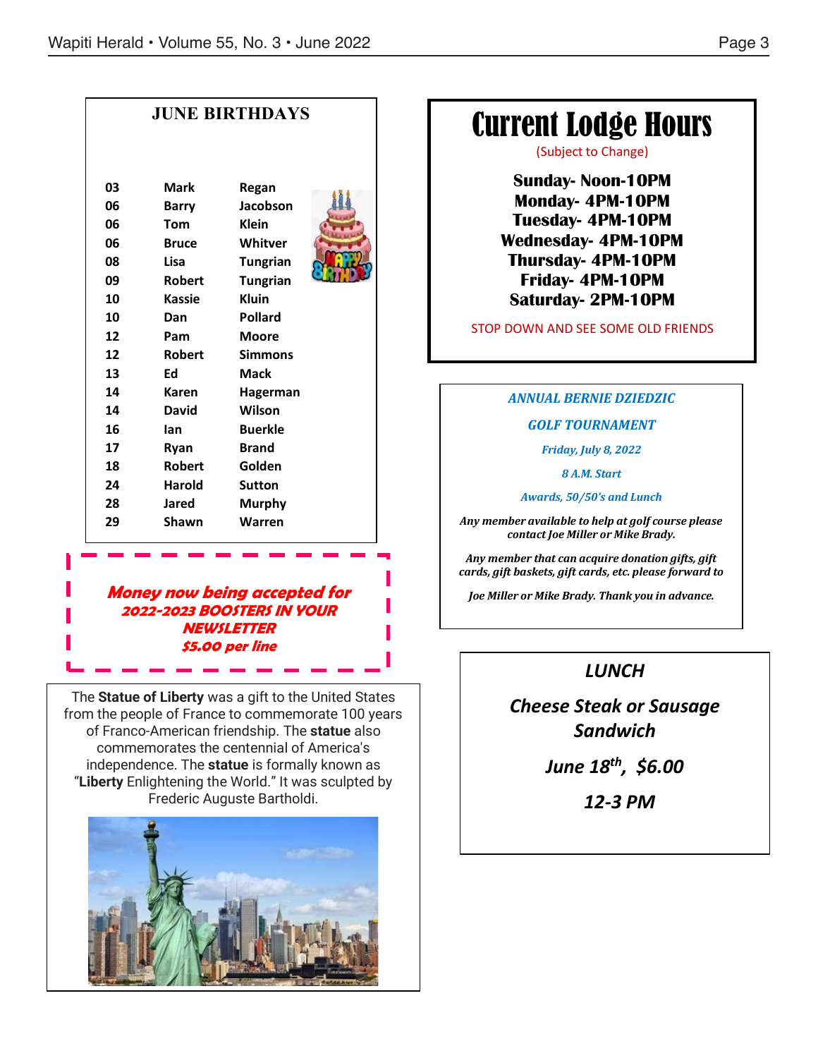## JUNE BIRTHDAYS

| | | |
|---|---|---|
| 03 | Mark | Regan |
| 06 | Barry | Jacobson |
| 06 | Tom | Klein |
| 06 | Bruce | Whitver |
| 08 | Lisa | Tungrian |
| 09 | Robert | Tungrian |
| 10 | Kassie | Kluin |
| 10 | Dan | Pollard |
| 12 | Pam | Moore |
| 12 | Robert | Simmons |
| 13 | Ed | Mack |
| 14 | Karen | Hagerman |
| 14 | David | Wilson |
| 16 | Ian | Buerkle |
| 17 | Ryan | Brand |
| 18 | Robert | Golden |
| 24 | Harold | Sutton |
| 28 | Jared | Murphy |
| 29 | Shawn | Warren |

***Money now being accepted for 2022-2023 BOOSTERS IN YOUR NEWSLETTER $5.00 per line***

The **Statue of Liberty** was a gift to the United States from the people of France to commemorate 100 years of Franco-American friendship. The **statue** also commemorates the centennial of America's independence. The **statue** is formally known as "**Liberty** Enlightening the World." It was sculpted by Frederic Auguste Bartholdi.

# Current Lodge Hours

(Subject to Change)

**Sunday- Noon-10PM**
**Monday- 4PM-10PM**
**Tuesday- 4PM-10PM**
**Wednesday- 4PM-10PM**
**Thursday- 4PM-10PM**
**Friday- 4PM-10PM**
**Saturday- 2PM-10PM**

STOP DOWN AND SEE SOME OLD FRIENDS

***ANNUAL BERNIE DZIEDZIC***

***GOLF TOURNAMENT***

***Friday, July 8, 2022***

***8 A.M. Start***

***Awards, 50/50's and Lunch***

***Any member available to help at golf course please contact Joe Miller or Mike Brady.***

***Any member that can acquire donation gifts, gift cards, gift baskets, gift cards, etc. please forward to***

***Joe Miller or Mike Brady. Thank you in advance.***

***LUNCH***

***Cheese Steak or Sausage Sandwich***

***June 18th, $6.00***

***12-3 PM***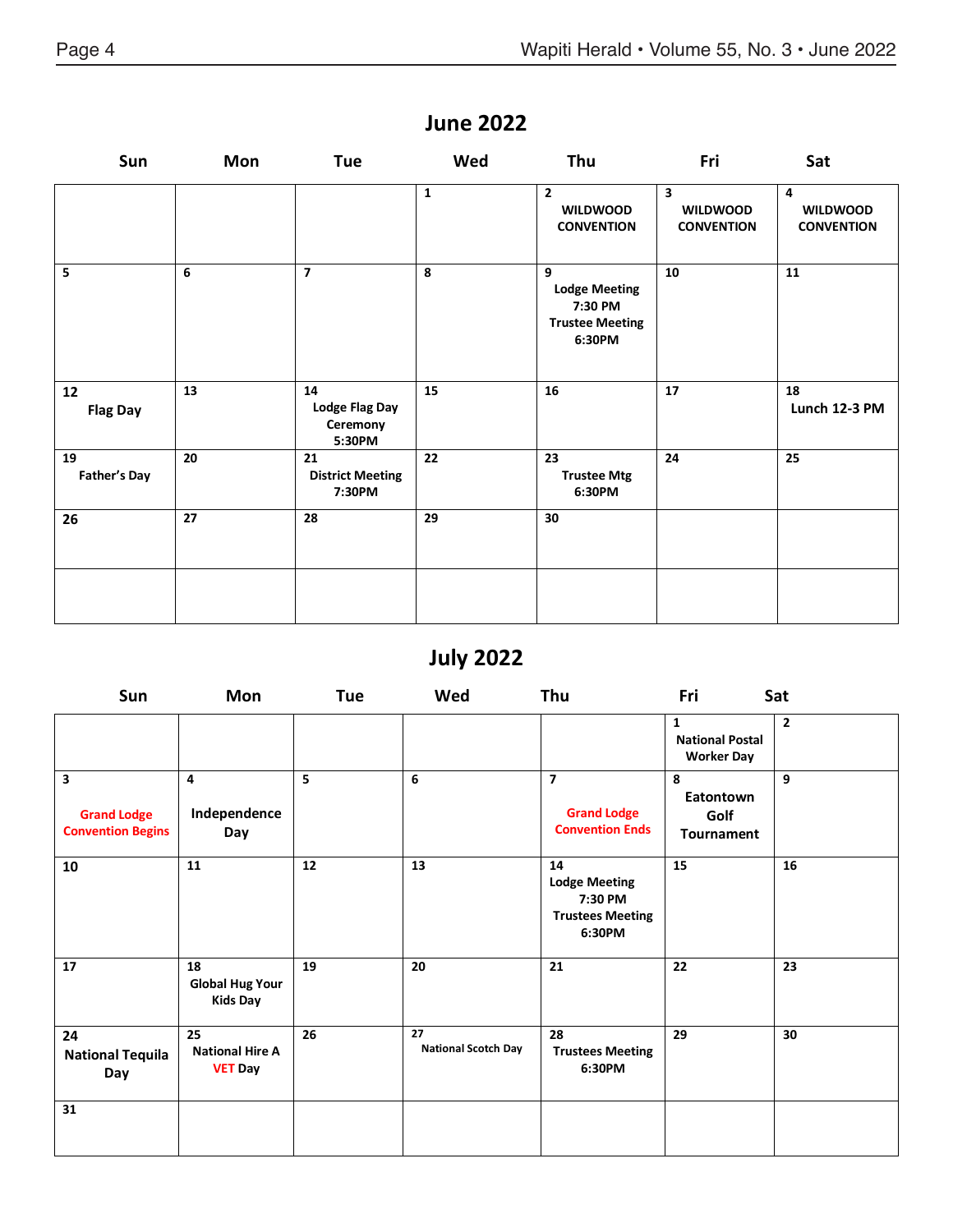## June 2022

| Sun | Mon | Tue | Wed | Thu | Fri | Sat |
|---|---|---|---|---|---|---|
| | | | 1 | 2 WILDWOOD CONVENTION | 3 WILDWOOD CONVENTION | 4 WILDWOOD CONVENTION |
| 5 | 6 | 7 | 8 | 9 Lodge Meeting 7:30 PM Trustee Meeting 6:30PM | 10 | 11 |
| 12 Flag Day | 13 | 14 Lodge Flag Day Ceremony 5:30PM | 15 | 16 | 17 | 18 Lunch 12-3 PM |
| 19 Father's Day | 20 | 21 District Meeting 7:30PM | 22 | 23 Trustee Mtg 6:30PM | 24 | 25 |
| 26 | 27 | 28 | 29 | 30 | | |
| | | | | | | |

## July 2022

| Sun | Mon | Tue | Wed | Thu | Fri | Sat |
|---|---|---|---|---|---|---|
| | | | | | 1 National Postal Worker Day | 2 |
| 3 Grand Lodge Convention Begins | 4 Independence Day | 5 | 6 | 7 Grand Lodge Convention Ends | 8 Eatontown Golf Tournament | 9 |
| 10 | 11 | 12 | 13 | 14 Lodge Meeting 7:30 PM Trustees Meeting 6:30PM | 15 | 16 |
| 17 | 18 Global Hug Your Kids Day | 19 | 20 | 21 | 22 | 23 |
| 24 National Tequila Day | 25 National Hire A VET Day | 26 | 27 National Scotch Day | 28 Trustees Meeting 6:30PM | 29 | 30 |
| 31 | | | | | | |